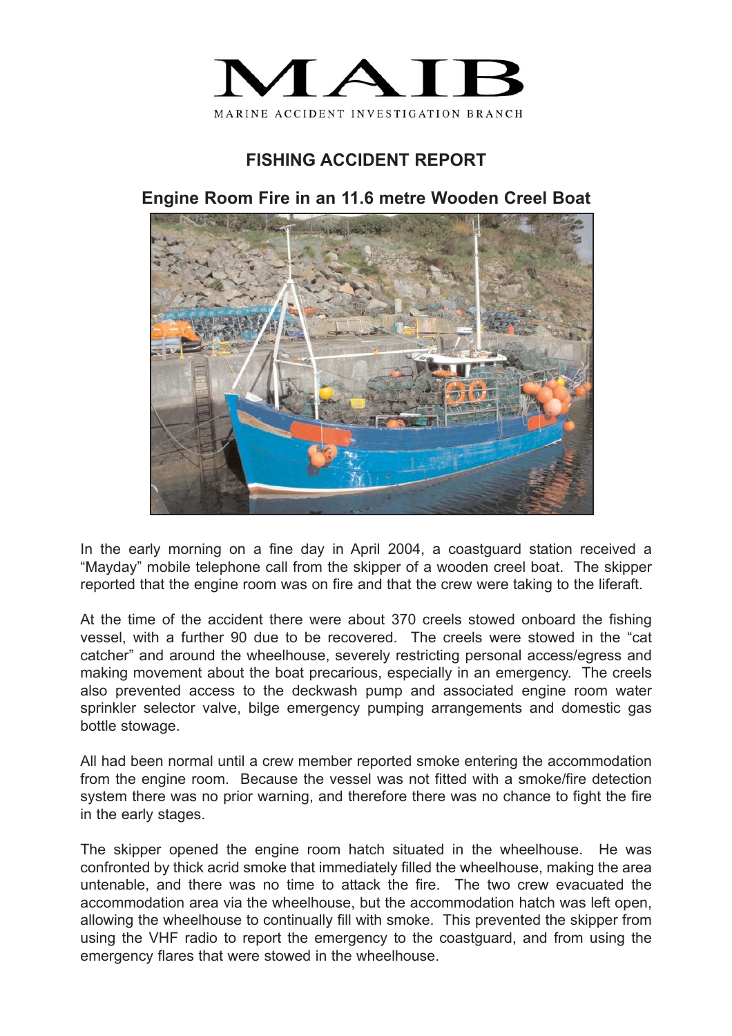# MAIB

MARINE ACCIDENT INVESTIGATION BRANCH

## FISHING ACCIDENT REPORT

### Engine Room Fire in an 11.6 metre Wooden Creel Boat

In the early morning on a fine day in April 2004, a coastguard station received a "Mayday" mobile telephone call from the skipper of a wooden creel boat. The skipper reported that the engine room was on fire and that the crew were taking to the liferaft.

At the time of the accident there were about 370 creels stowed onboard the fishing vessel, with a further 90 due to be recovered. The creels were stowed in the "cat catcher" and around the wheelhouse, severely restricting personal access/egress and making movement about the boat precarious, especially in an emergency. The creels also prevented access to the deckwash pump and associated engine room water sprinkler selector valve, bilge emergency pumping arrangements and domestic gas bottle stowage.

All had been normal until a crew member reported smoke entering the accommodation from the engine room. Because the vessel was not fitted with a smoke/fire detection system there was no prior warning, and therefore there was no chance to fight the fire in the early stages.

The skipper opened the engine room hatch situated in the wheelhouse. He was confronted by thick acrid smoke that immediately filled the wheelhouse, making the area untenable, and there was no time to attack the fire. The two crew evacuated the accommodation area via the wheelhouse, but the accommodation hatch was left open, allowing the wheelhouse to continually fill with smoke. This prevented the skipper from using the VHF radio to report the emergency to the coastguard, and from using the emergency flares that were stowed in the wheelhouse.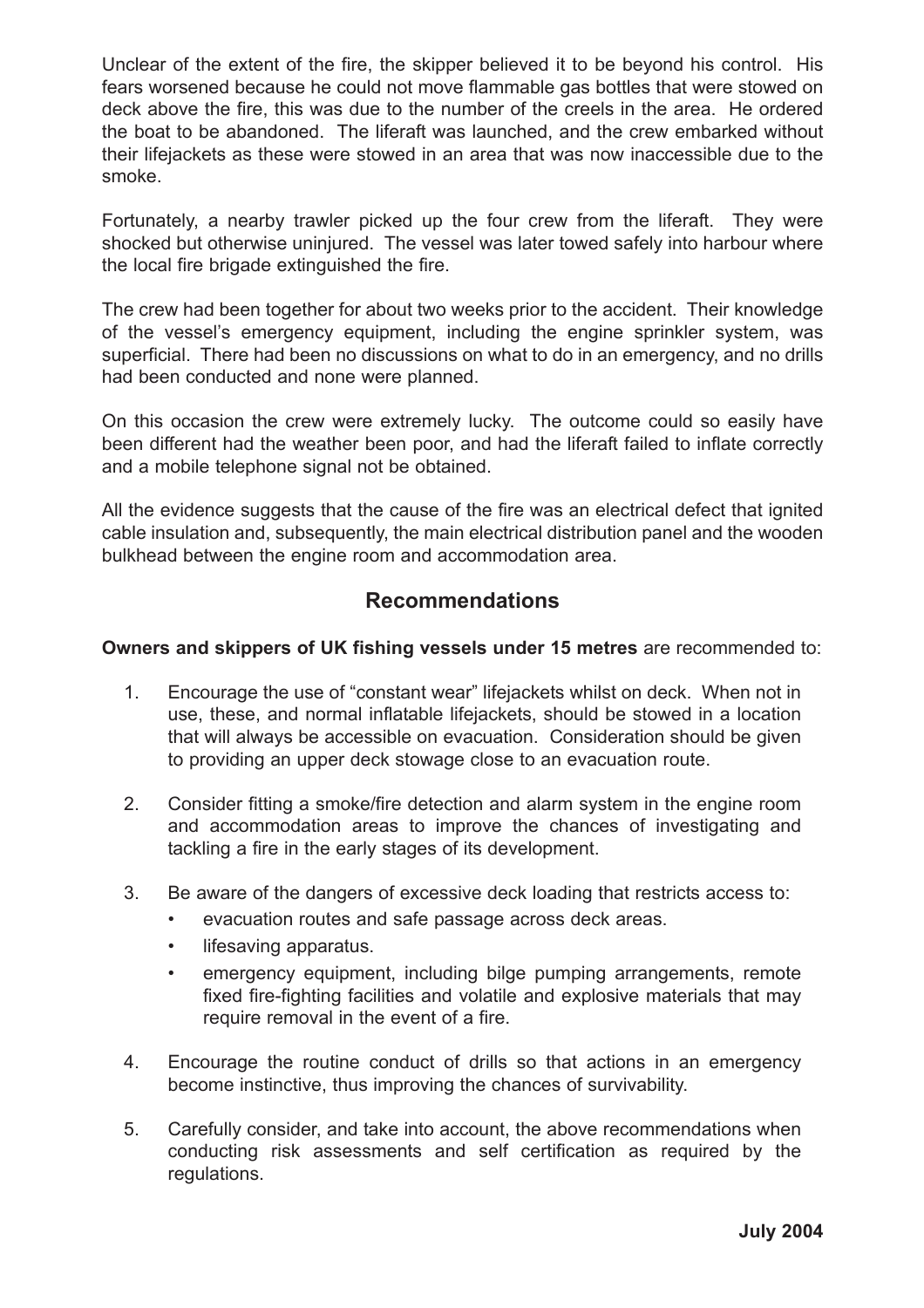Unclear of the extent of the fire, the skipper believed it to be beyond his control. His fears worsened because he could not move flammable gas bottles that were stowed on deck above the fire, this was due to the number of the creels in the area. He ordered the boat to be abandoned. The liferaft was launched, and the crew embarked without their lifejackets as these were stowed in an area that was now inaccessible due to the smoke.

Fortunately, a nearby trawler picked up the four crew from the liferaft. They were shocked but otherwise uninjured. The vessel was later towed safely into harbour where the local fire brigade extinguished the fire.

The crew had been together for about two weeks prior to the accident. Their knowledge of the vessel's emergency equipment, including the engine sprinkler system, was superficial. There had been no discussions on what to do in an emergency, and no drills had been conducted and none were planned.

On this occasion the crew were extremely lucky. The outcome could so easily have been different had the weather been poor, and had the liferaft failed to inflate correctly and a mobile telephone signal not be obtained.

All the evidence suggests that the cause of the fire was an electrical defect that ignited cable insulation and, subsequently, the main electrical distribution panel and the wooden bulkhead between the engine room and accommodation area.

## Recommendations

**Owners and skippers of UK fishing vessels under 15 metres** are recommended to:

1. Encourage the use of "constant wear" lifejackets whilst on deck. When not in use, these, and normal inflatable lifejackets, should be stowed in a location that will always be accessible on evacuation. Consideration should be given to providing an upper deck stowage close to an evacuation route.

2. Consider fitting a smoke/fire detection and alarm system in the engine room and accommodation areas to improve the chances of investigating and tackling a fire in the early stages of its development.

3. Be aware of the dangers of excessive deck loading that restricts access to:
   - evacuation routes and safe passage across deck areas.
   - lifesaving apparatus.
   - emergency equipment, including bilge pumping arrangements, remote fixed fire-fighting facilities and volatile and explosive materials that may require removal in the event of a fire.

4. Encourage the routine conduct of drills so that actions in an emergency become instinctive, thus improving the chances of survivability.

5. Carefully consider, and take into account, the above recommendations when conducting risk assessments and self certification as required by the regulations.

**July 2004**